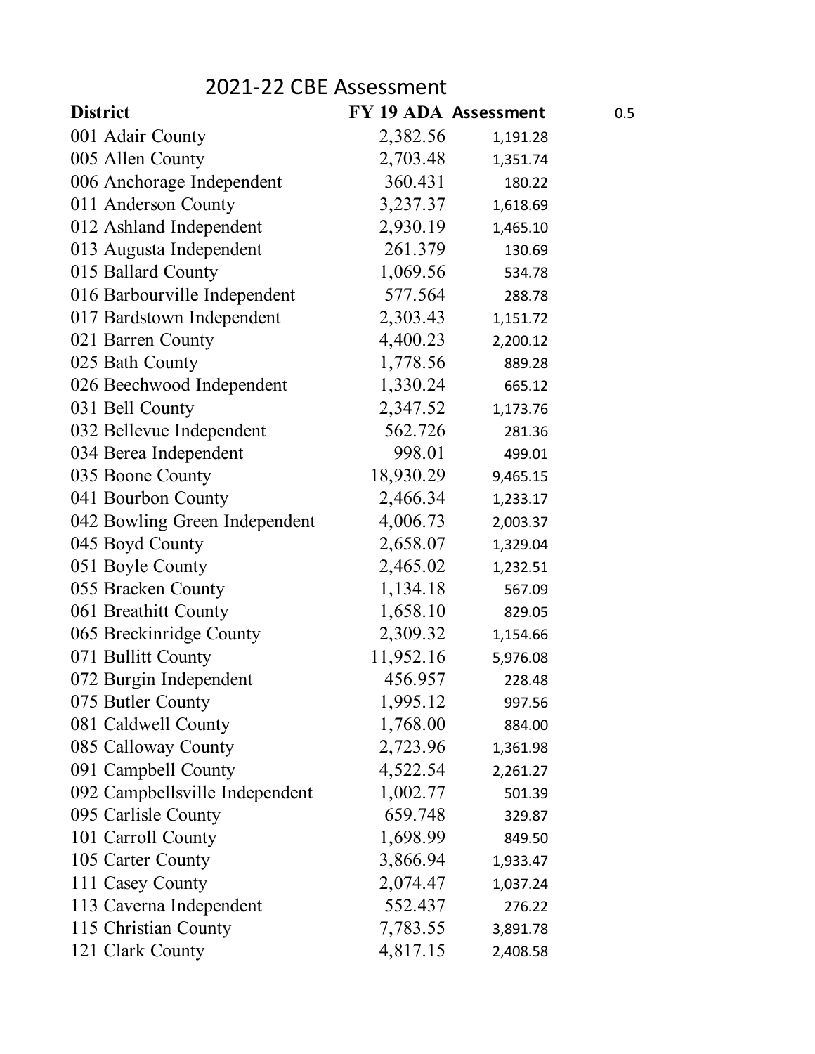# 2021-22 CBE Assessment

| District | FY 19 ADA | Assessment | 0.5 |
|---|---|---|---|
| 001 Adair County | 2,382.56 | 1,191.28 | |
| 005 Allen County | 2,703.48 | 1,351.74 | |
| 006 Anchorage Independent | 360.431 | 180.22 | |
| 011 Anderson County | 3,237.37 | 1,618.69 | |
| 012 Ashland Independent | 2,930.19 | 1,465.10 | |
| 013 Augusta Independent | 261.379 | 130.69 | |
| 015 Ballard County | 1,069.56 | 534.78 | |
| 016 Barbourville Independent | 577.564 | 288.78 | |
| 017 Bardstown Independent | 2,303.43 | 1,151.72 | |
| 021 Barren County | 4,400.23 | 2,200.12 | |
| 025 Bath County | 1,778.56 | 889.28 | |
| 026 Beechwood Independent | 1,330.24 | 665.12 | |
| 031 Bell County | 2,347.52 | 1,173.76 | |
| 032 Bellevue Independent | 562.726 | 281.36 | |
| 034 Berea Independent | 998.01 | 499.01 | |
| 035 Boone County | 18,930.29 | 9,465.15 | |
| 041 Bourbon County | 2,466.34 | 1,233.17 | |
| 042 Bowling Green Independent | 4,006.73 | 2,003.37 | |
| 045 Boyd County | 2,658.07 | 1,329.04 | |
| 051 Boyle County | 2,465.02 | 1,232.51 | |
| 055 Bracken County | 1,134.18 | 567.09 | |
| 061 Breathitt County | 1,658.10 | 829.05 | |
| 065 Breckinridge County | 2,309.32 | 1,154.66 | |
| 071 Bullitt County | 11,952.16 | 5,976.08 | |
| 072 Burgin Independent | 456.957 | 228.48 | |
| 075 Butler County | 1,995.12 | 997.56 | |
| 081 Caldwell County | 1,768.00 | 884.00 | |
| 085 Calloway County | 2,723.96 | 1,361.98 | |
| 091 Campbell County | 4,522.54 | 2,261.27 | |
| 092 Campbellsville Independent | 1,002.77 | 501.39 | |
| 095 Carlisle County | 659.748 | 329.87 | |
| 101 Carroll County | 1,698.99 | 849.50 | |
| 105 Carter County | 3,866.94 | 1,933.47 | |
| 111 Casey County | 2,074.47 | 1,037.24 | |
| 113 Caverna Independent | 552.437 | 276.22 | |
| 115 Christian County | 7,783.55 | 3,891.78 | |
| 121 Clark County | 4,817.15 | 2,408.58 | |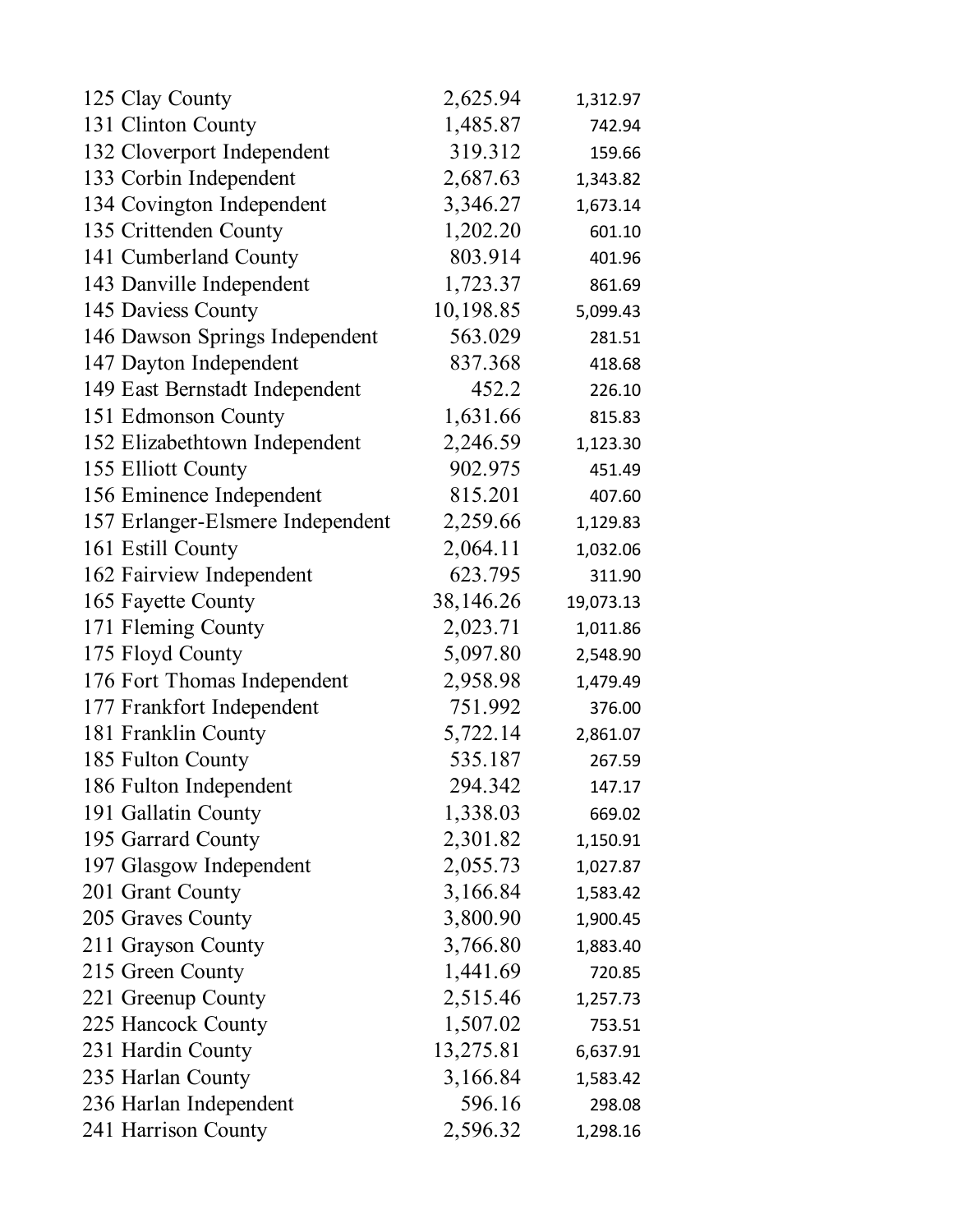| | | |
|---|---|---|
| 125 Clay County | 2,625.94 | 1,312.97 |
| 131 Clinton County | 1,485.87 | 742.94 |
| 132 Cloverport Independent | 319.312 | 159.66 |
| 133 Corbin Independent | 2,687.63 | 1,343.82 |
| 134 Covington Independent | 3,346.27 | 1,673.14 |
| 135 Crittenden County | 1,202.20 | 601.10 |
| 141 Cumberland County | 803.914 | 401.96 |
| 143 Danville Independent | 1,723.37 | 861.69 |
| 145 Daviess County | 10,198.85 | 5,099.43 |
| 146 Dawson Springs Independent | 563.029 | 281.51 |
| 147 Dayton Independent | 837.368 | 418.68 |
| 149 East Bernstadt Independent | 452.2 | 226.10 |
| 151 Edmonson County | 1,631.66 | 815.83 |
| 152 Elizabethtown Independent | 2,246.59 | 1,123.30 |
| 155 Elliott County | 902.975 | 451.49 |
| 156 Eminence Independent | 815.201 | 407.60 |
| 157 Erlanger-Elsmere Independent | 2,259.66 | 1,129.83 |
| 161 Estill County | 2,064.11 | 1,032.06 |
| 162 Fairview Independent | 623.795 | 311.90 |
| 165 Fayette County | 38,146.26 | 19,073.13 |
| 171 Fleming County | 2,023.71 | 1,011.86 |
| 175 Floyd County | 5,097.80 | 2,548.90 |
| 176 Fort Thomas Independent | 2,958.98 | 1,479.49 |
| 177 Frankfort Independent | 751.992 | 376.00 |
| 181 Franklin County | 5,722.14 | 2,861.07 |
| 185 Fulton County | 535.187 | 267.59 |
| 186 Fulton Independent | 294.342 | 147.17 |
| 191 Gallatin County | 1,338.03 | 669.02 |
| 195 Garrard County | 2,301.82 | 1,150.91 |
| 197 Glasgow Independent | 2,055.73 | 1,027.87 |
| 201 Grant County | 3,166.84 | 1,583.42 |
| 205 Graves County | 3,800.90 | 1,900.45 |
| 211 Grayson County | 3,766.80 | 1,883.40 |
| 215 Green County | 1,441.69 | 720.85 |
| 221 Greenup County | 2,515.46 | 1,257.73 |
| 225 Hancock County | 1,507.02 | 753.51 |
| 231 Hardin County | 13,275.81 | 6,637.91 |
| 235 Harlan County | 3,166.84 | 1,583.42 |
| 236 Harlan Independent | 596.16 | 298.08 |
| 241 Harrison County | 2,596.32 | 1,298.16 |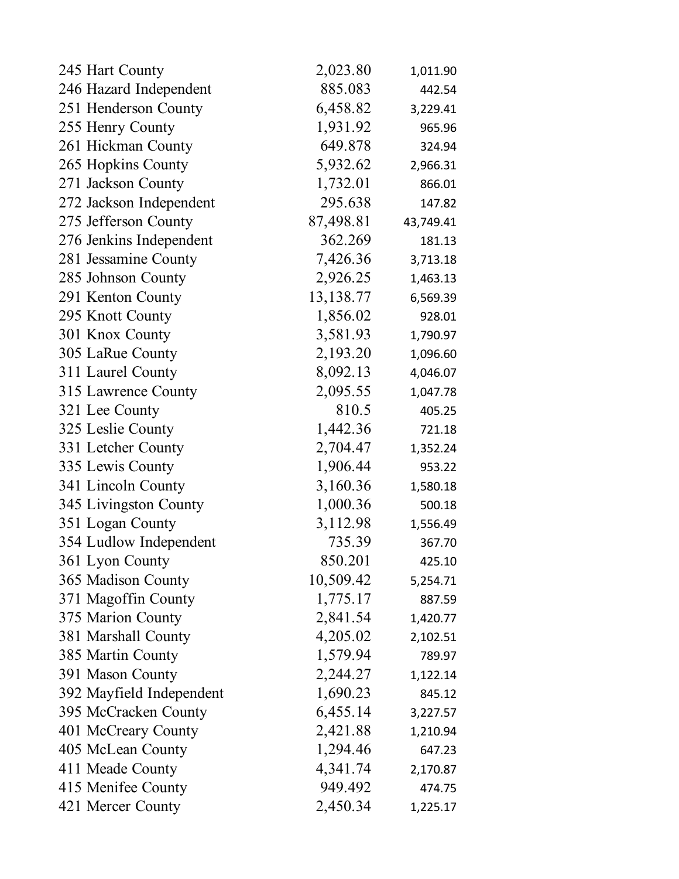| | | |
|---|---|---|
| 245 Hart County | 2,023.80 | 1,011.90 |
| 246 Hazard Independent | 885.083 | 442.54 |
| 251 Henderson County | 6,458.82 | 3,229.41 |
| 255 Henry County | 1,931.92 | 965.96 |
| 261 Hickman County | 649.878 | 324.94 |
| 265 Hopkins County | 5,932.62 | 2,966.31 |
| 271 Jackson County | 1,732.01 | 866.01 |
| 272 Jackson Independent | 295.638 | 147.82 |
| 275 Jefferson County | 87,498.81 | 43,749.41 |
| 276 Jenkins Independent | 362.269 | 181.13 |
| 281 Jessamine County | 7,426.36 | 3,713.18 |
| 285 Johnson County | 2,926.25 | 1,463.13 |
| 291 Kenton County | 13,138.77 | 6,569.39 |
| 295 Knott County | 1,856.02 | 928.01 |
| 301 Knox County | 3,581.93 | 1,790.97 |
| 305 LaRue County | 2,193.20 | 1,096.60 |
| 311 Laurel County | 8,092.13 | 4,046.07 |
| 315 Lawrence County | 2,095.55 | 1,047.78 |
| 321 Lee County | 810.5 | 405.25 |
| 325 Leslie County | 1,442.36 | 721.18 |
| 331 Letcher County | 2,704.47 | 1,352.24 |
| 335 Lewis County | 1,906.44 | 953.22 |
| 341 Lincoln County | 3,160.36 | 1,580.18 |
| 345 Livingston County | 1,000.36 | 500.18 |
| 351 Logan County | 3,112.98 | 1,556.49 |
| 354 Ludlow Independent | 735.39 | 367.70 |
| 361 Lyon County | 850.201 | 425.10 |
| 365 Madison County | 10,509.42 | 5,254.71 |
| 371 Magoffin County | 1,775.17 | 887.59 |
| 375 Marion County | 2,841.54 | 1,420.77 |
| 381 Marshall County | 4,205.02 | 2,102.51 |
| 385 Martin County | 1,579.94 | 789.97 |
| 391 Mason County | 2,244.27 | 1,122.14 |
| 392 Mayfield Independent | 1,690.23 | 845.12 |
| 395 McCracken County | 6,455.14 | 3,227.57 |
| 401 McCreary County | 2,421.88 | 1,210.94 |
| 405 McLean County | 1,294.46 | 647.23 |
| 411 Meade County | 4,341.74 | 2,170.87 |
| 415 Menifee County | 949.492 | 474.75 |
| 421 Mercer County | 2,450.34 | 1,225.17 |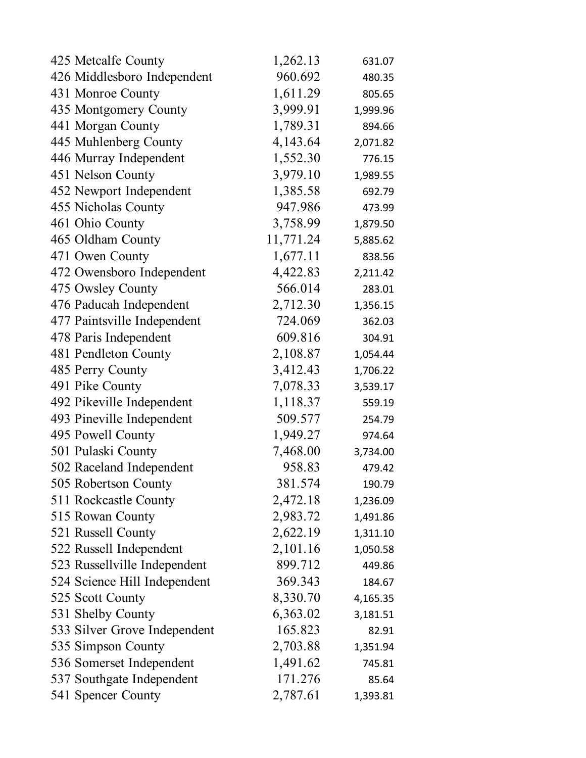| | | |
|---|---|---|
| 425 Metcalfe County | 1,262.13 | 631.07 |
| 426 Middlesboro Independent | 960.692 | 480.35 |
| 431 Monroe County | 1,611.29 | 805.65 |
| 435 Montgomery County | 3,999.91 | 1,999.96 |
| 441 Morgan County | 1,789.31 | 894.66 |
| 445 Muhlenberg County | 4,143.64 | 2,071.82 |
| 446 Murray Independent | 1,552.30 | 776.15 |
| 451 Nelson County | 3,979.10 | 1,989.55 |
| 452 Newport Independent | 1,385.58 | 692.79 |
| 455 Nicholas County | 947.986 | 473.99 |
| 461 Ohio County | 3,758.99 | 1,879.50 |
| 465 Oldham County | 11,771.24 | 5,885.62 |
| 471 Owen County | 1,677.11 | 838.56 |
| 472 Owensboro Independent | 4,422.83 | 2,211.42 |
| 475 Owsley County | 566.014 | 283.01 |
| 476 Paducah Independent | 2,712.30 | 1,356.15 |
| 477 Paintsville Independent | 724.069 | 362.03 |
| 478 Paris Independent | 609.816 | 304.91 |
| 481 Pendleton County | 2,108.87 | 1,054.44 |
| 485 Perry County | 3,412.43 | 1,706.22 |
| 491 Pike County | 7,078.33 | 3,539.17 |
| 492 Pikeville Independent | 1,118.37 | 559.19 |
| 493 Pineville Independent | 509.577 | 254.79 |
| 495 Powell County | 1,949.27 | 974.64 |
| 501 Pulaski County | 7,468.00 | 3,734.00 |
| 502 Raceland Independent | 958.83 | 479.42 |
| 505 Robertson County | 381.574 | 190.79 |
| 511 Rockcastle County | 2,472.18 | 1,236.09 |
| 515 Rowan County | 2,983.72 | 1,491.86 |
| 521 Russell County | 2,622.19 | 1,311.10 |
| 522 Russell Independent | 2,101.16 | 1,050.58 |
| 523 Russellville Independent | 899.712 | 449.86 |
| 524 Science Hill Independent | 369.343 | 184.67 |
| 525 Scott County | 8,330.70 | 4,165.35 |
| 531 Shelby County | 6,363.02 | 3,181.51 |
| 533 Silver Grove Independent | 165.823 | 82.91 |
| 535 Simpson County | 2,703.88 | 1,351.94 |
| 536 Somerset Independent | 1,491.62 | 745.81 |
| 537 Southgate Independent | 171.276 | 85.64 |
| 541 Spencer County | 2,787.61 | 1,393.81 |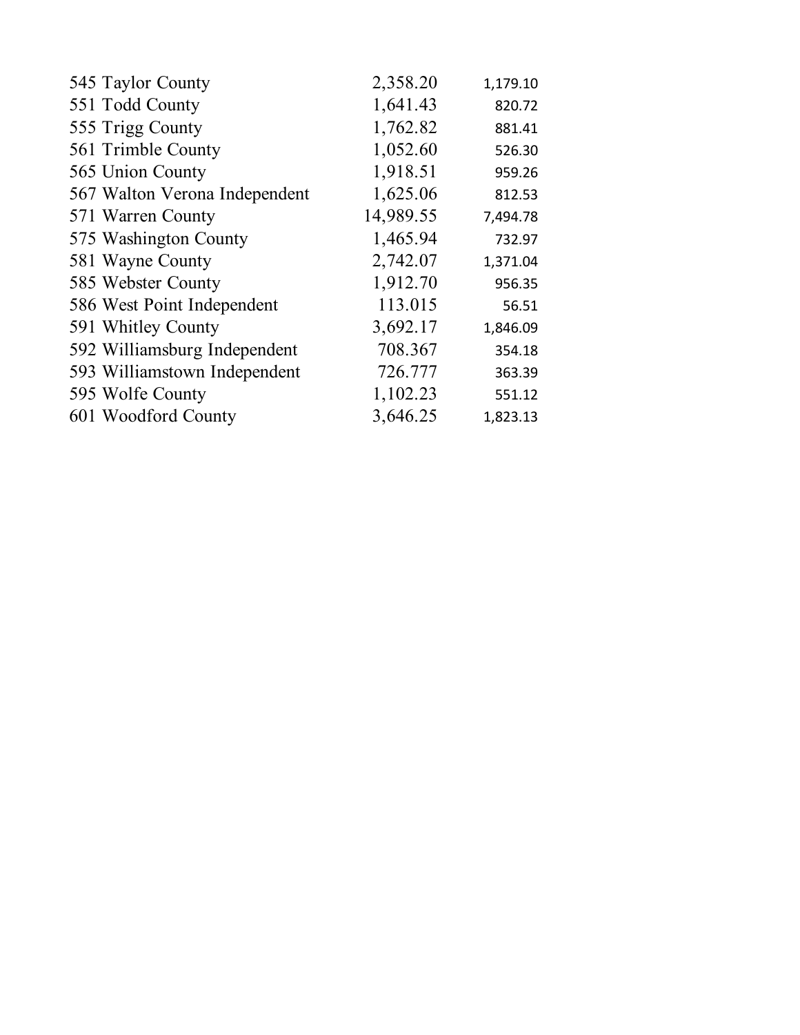| | | |
|---|---|---|
| 545 Taylor County | 2,358.20 | 1,179.10 |
| 551 Todd County | 1,641.43 | 820.72 |
| 555 Trigg County | 1,762.82 | 881.41 |
| 561 Trimble County | 1,052.60 | 526.30 |
| 565 Union County | 1,918.51 | 959.26 |
| 567 Walton Verona Independent | 1,625.06 | 812.53 |
| 571 Warren County | 14,989.55 | 7,494.78 |
| 575 Washington County | 1,465.94 | 732.97 |
| 581 Wayne County | 2,742.07 | 1,371.04 |
| 585 Webster County | 1,912.70 | 956.35 |
| 586 West Point Independent | 113.015 | 56.51 |
| 591 Whitley County | 3,692.17 | 1,846.09 |
| 592 Williamsburg Independent | 708.367 | 354.18 |
| 593 Williamstown Independent | 726.777 | 363.39 |
| 595 Wolfe County | 1,102.23 | 551.12 |
| 601 Woodford County | 3,646.25 | 1,823.13 |